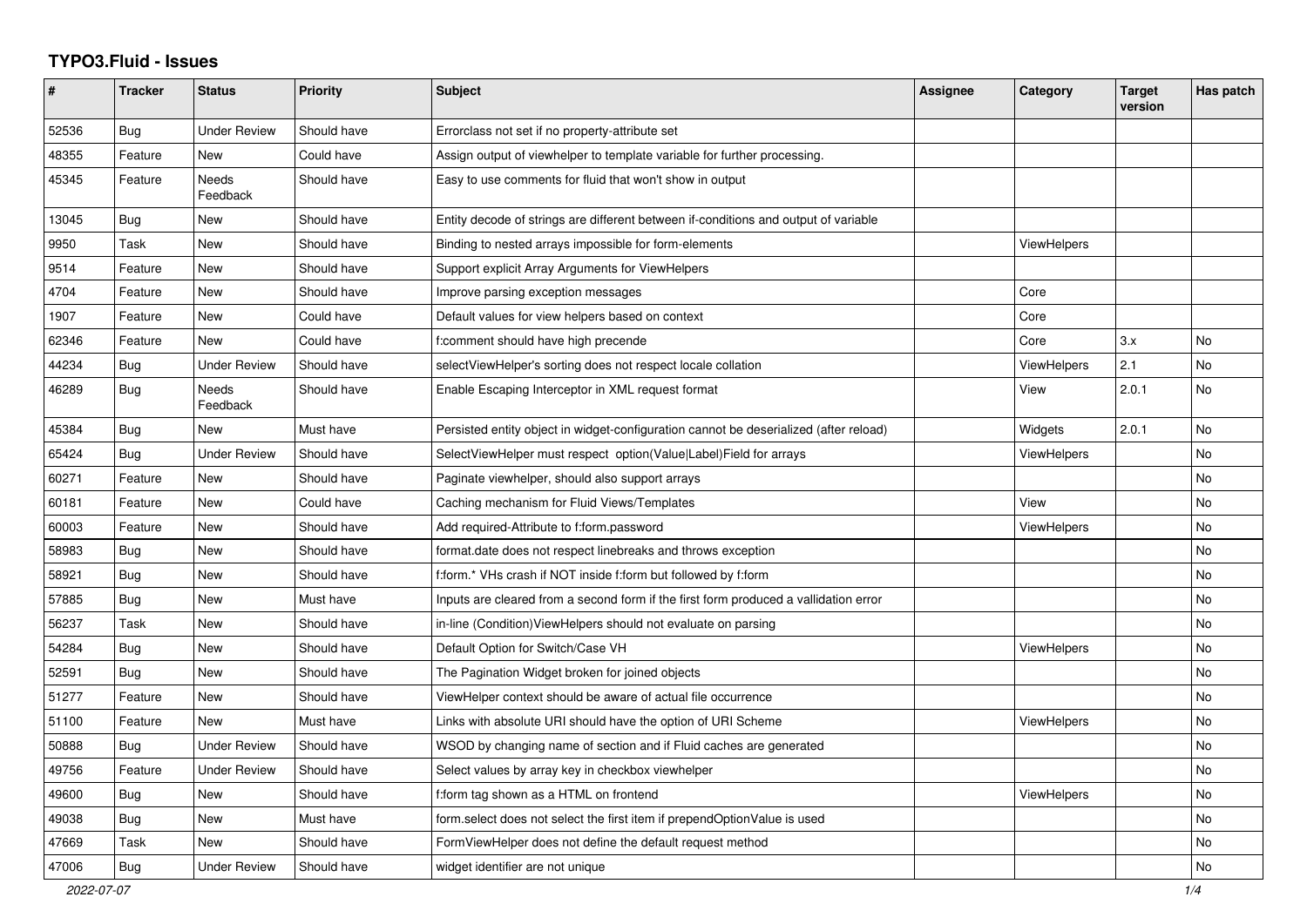# TYPO3.Fluid - Issues

| # | Tracker | Status | Priority | Subject | Assignee | Category | Target version | Has patch |
|---|---|---|---|---|---|---|---|---|
| 52536 | Bug | Under Review | Should have | Errorclass not set if no property-attribute set | | | | |
| 48355 | Feature | New | Could have | Assign output of viewhelper to template variable for further processing. | | | | |
| 45345 | Feature | Needs Feedback | Should have | Easy to use comments for fluid that won't show in output | | | | |
| 13045 | Bug | New | Should have | Entity decode of strings are different between if-conditions and output of variable | | | | |
| 9950 | Task | New | Should have | Binding to nested arrays impossible for form-elements | | ViewHelpers | | |
| 9514 | Feature | New | Should have | Support explicit Array Arguments for ViewHelpers | | | | |
| 4704 | Feature | New | Should have | Improve parsing exception messages | | Core | | |
| 1907 | Feature | New | Could have | Default values for view helpers based on context | | Core | | |
| 62346 | Feature | New | Could have | f:comment should have high precende | | Core | 3.x | No |
| 44234 | Bug | Under Review | Should have | selectViewHelper's sorting does not respect locale collation | | ViewHelpers | 2.1 | No |
| 46289 | Bug | Needs Feedback | Should have | Enable Escaping Interceptor in XML request format | | View | 2.0.1 | No |
| 45384 | Bug | New | Must have | Persisted entity object in widget-configuration cannot be deserialized (after reload) | | Widgets | 2.0.1 | No |
| 65424 | Bug | Under Review | Should have | SelectViewHelper must respect option(Value\|Label)Field for arrays | | ViewHelpers | | No |
| 60271 | Feature | New | Should have | Paginate viewhelper, should also support arrays | | | | No |
| 60181 | Feature | New | Could have | Caching mechanism for Fluid Views/Templates | | View | | No |
| 60003 | Feature | New | Should have | Add required-Attribute to f:form.password | | ViewHelpers | | No |
| 58983 | Bug | New | Should have | format.date does not respect linebreaks and throws exception | | | | No |
| 58921 | Bug | New | Should have | f:form.* VHs crash if NOT inside f:form but followed by f:form | | | | No |
| 57885 | Bug | New | Must have | Inputs are cleared from a second form if the first form produced a vallidation error | | | | No |
| 56237 | Task | New | Should have | in-line (Condition)ViewHelpers should not evaluate on parsing | | | | No |
| 54284 | Bug | New | Should have | Default Option for Switch/Case VH | | ViewHelpers | | No |
| 52591 | Bug | New | Should have | The Pagination Widget broken for joined objects | | | | No |
| 51277 | Feature | New | Should have | ViewHelper context should be aware of actual file occurrence | | | | No |
| 51100 | Feature | New | Must have | Links with absolute URI should have the option of URI Scheme | | ViewHelpers | | No |
| 50888 | Bug | Under Review | Should have | WSOD by changing name of section and if Fluid caches are generated | | | | No |
| 49756 | Feature | Under Review | Should have | Select values by array key in checkbox viewhelper | | | | No |
| 49600 | Bug | New | Should have | f:form tag shown as a HTML on frontend | | ViewHelpers | | No |
| 49038 | Bug | New | Must have | form.select does not select the first item if prependOptionValue is used | | | | No |
| 47669 | Task | New | Should have | FormViewHelper does not define the default request method | | | | No |
| 47006 | Bug | Under Review | Should have | widget identifier are not unique | | | | No |

2022-07-07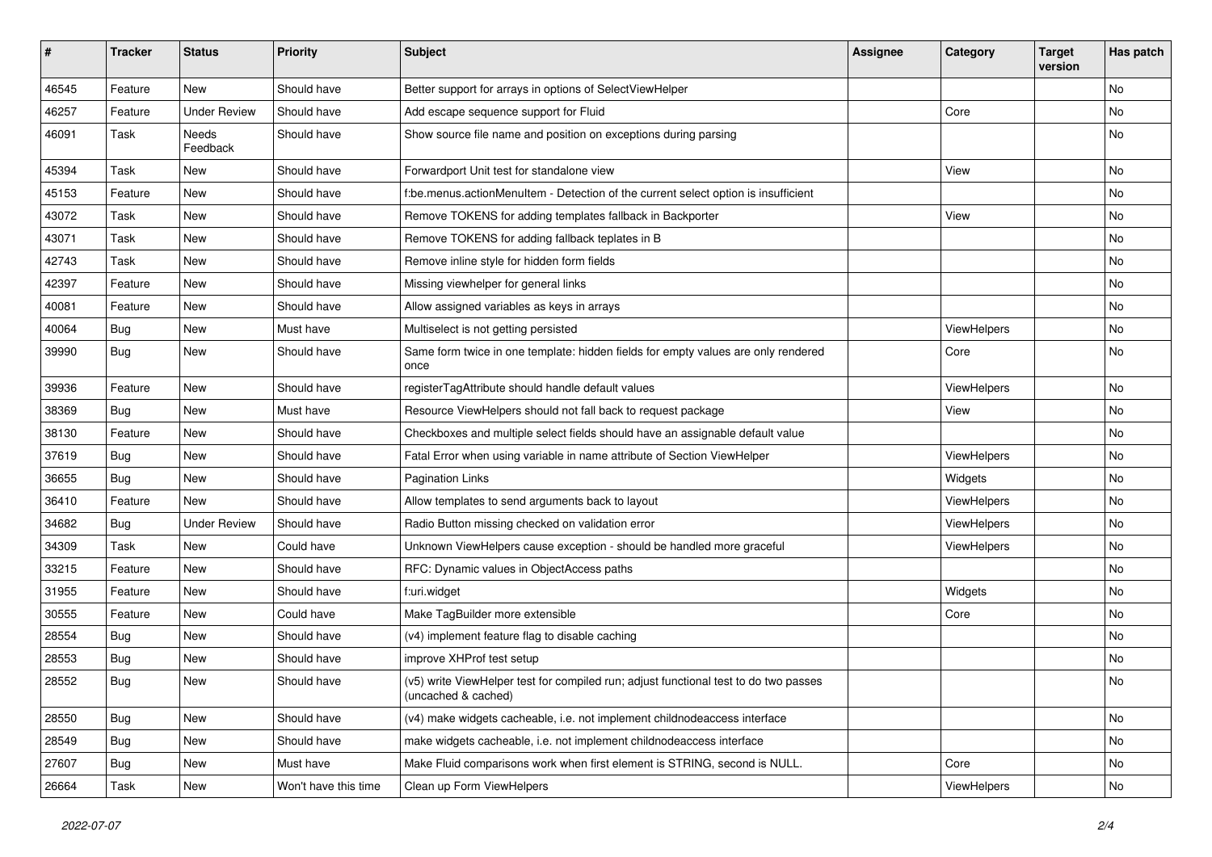| # | Tracker | Status | Priority | Subject | Assignee | Category | Target version | Has patch |
|---|---|---|---|---|---|---|---|---|
| 46545 | Feature | New | Should have | Better support for arrays in options of SelectViewHelper | | | | No |
| 46257 | Feature | Under Review | Should have | Add escape sequence support for Fluid | | Core | | No |
| 46091 | Task | Needs Feedback | Should have | Show source file name and position on exceptions during parsing | | | | No |
| 45394 | Task | New | Should have | Forwardport Unit test for standalone view | | View | | No |
| 45153 | Feature | New | Should have | f:be.menus.actionMenuItem - Detection of the current select option is insufficient | | | | No |
| 43072 | Task | New | Should have | Remove TOKENS for adding templates fallback in Backporter | | View | | No |
| 43071 | Task | New | Should have | Remove TOKENS for adding fallback teplates in B | | | | No |
| 42743 | Task | New | Should have | Remove inline style for hidden form fields | | | | No |
| 42397 | Feature | New | Should have | Missing viewhelper for general links | | | | No |
| 40081 | Feature | New | Should have | Allow assigned variables as keys in arrays | | | | No |
| 40064 | Bug | New | Must have | Multiselect is not getting persisted | | ViewHelpers | | No |
| 39990 | Bug | New | Should have | Same form twice in one template: hidden fields for empty values are only rendered once | | Core | | No |
| 39936 | Feature | New | Should have | registerTagAttribute should handle default values | | ViewHelpers | | No |
| 38369 | Bug | New | Must have | Resource ViewHelpers should not fall back to request package | | View | | No |
| 38130 | Feature | New | Should have | Checkboxes and multiple select fields should have an assignable default value | | | | No |
| 37619 | Bug | New | Should have | Fatal Error when using variable in name attribute of Section ViewHelper | | ViewHelpers | | No |
| 36655 | Bug | New | Should have | Pagination Links | | Widgets | | No |
| 36410 | Feature | New | Should have | Allow templates to send arguments back to layout | | ViewHelpers | | No |
| 34682 | Bug | Under Review | Should have | Radio Button missing checked on validation error | | ViewHelpers | | No |
| 34309 | Task | New | Could have | Unknown ViewHelpers cause exception - should be handled more graceful | | ViewHelpers | | No |
| 33215 | Feature | New | Should have | RFC: Dynamic values in ObjectAccess paths | | | | No |
| 31955 | Feature | New | Should have | f:uri.widget | | Widgets | | No |
| 30555 | Feature | New | Could have | Make TagBuilder more extensible | | Core | | No |
| 28554 | Bug | New | Should have | (v4) implement feature flag to disable caching | | | | No |
| 28553 | Bug | New | Should have | improve XHProf test setup | | | | No |
| 28552 | Bug | New | Should have | (v5) write ViewHelper test for compiled run; adjust functional test to do two passes (uncached & cached) | | | | No |
| 28550 | Bug | New | Should have | (v4) make widgets cacheable, i.e. not implement childnodeaccess interface | | | | No |
| 28549 | Bug | New | Should have | make widgets cacheable, i.e. not implement childnodeaccess interface | | | | No |
| 27607 | Bug | New | Must have | Make Fluid comparisons work when first element is STRING, second is NULL. | | Core | | No |
| 26664 | Task | New | Won't have this time | Clean up Form ViewHelpers | | ViewHelpers | | No |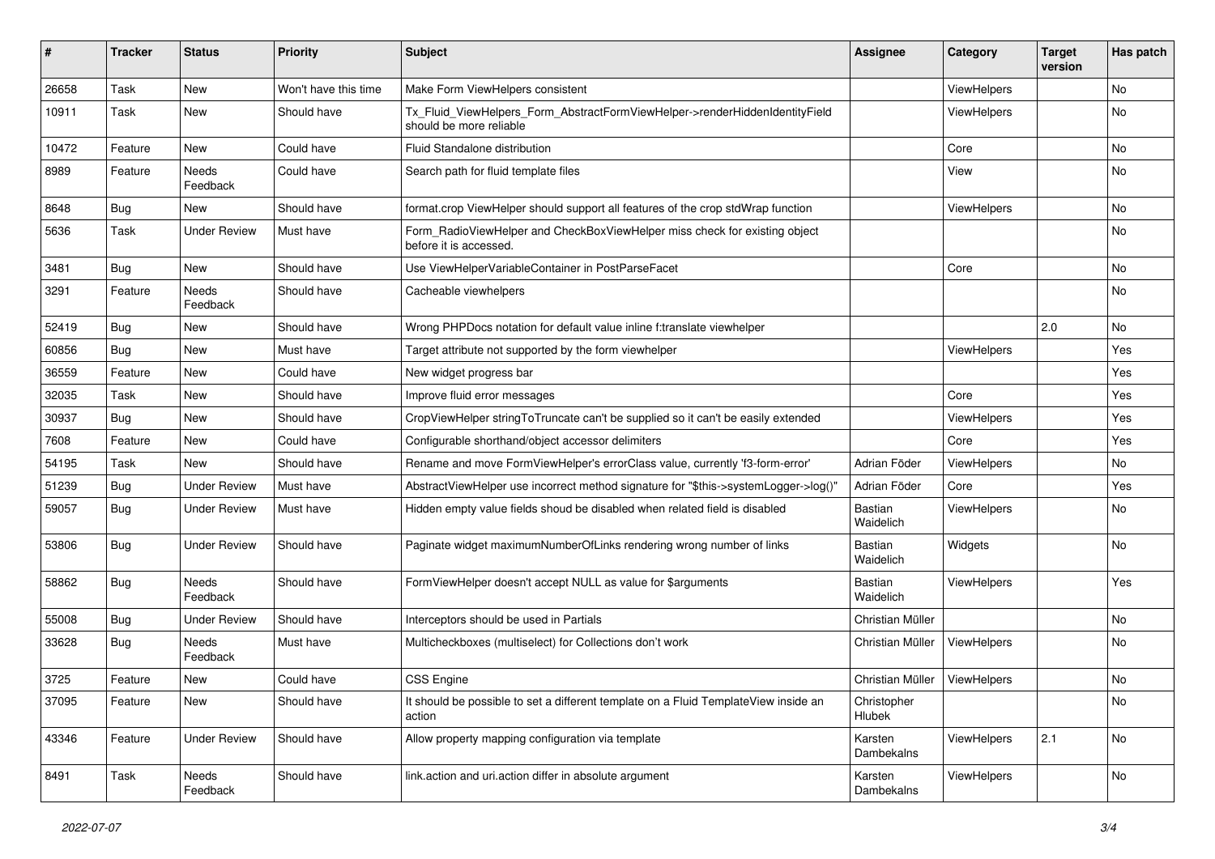| # | Tracker | Status | Priority | Subject | Assignee | Category | Target version | Has patch |
| --- | --- | --- | --- | --- | --- | --- | --- | --- |
| 26658 | Task | New | Won't have this time | Make Form ViewHelpers consistent | | ViewHelpers | | No |
| 10911 | Task | New | Should have | Tx_Fluid_ViewHelpers_Form_AbstractFormViewHelper->renderHiddenIdentityField should be more reliable | | ViewHelpers | | No |
| 10472 | Feature | New | Could have | Fluid Standalone distribution | | Core | | No |
| 8989 | Feature | Needs Feedback | Could have | Search path for fluid template files | | View | | No |
| 8648 | Bug | New | Should have | format.crop ViewHelper should support all features of the crop stdWrap function | | ViewHelpers | | No |
| 5636 | Task | Under Review | Must have | Form_RadioViewHelper and CheckBoxViewHelper miss check for existing object before it is accessed. | | | | No |
| 3481 | Bug | New | Should have | Use ViewHelperVariableContainer in PostParseFacet | | Core | | No |
| 3291 | Feature | Needs Feedback | Should have | Cacheable viewhelpers | | | | No |
| 52419 | Bug | New | Should have | Wrong PHPDocs notation for default value inline f:translate viewhelper | | | 2.0 | No |
| 60856 | Bug | New | Must have | Target attribute not supported by the form viewhelper | | ViewHelpers | | Yes |
| 36559 | Feature | New | Could have | New widget progress bar | | | | Yes |
| 32035 | Task | New | Should have | Improve fluid error messages | | Core | | Yes |
| 30937 | Bug | New | Should have | CropViewHelper stringToTruncate can't be supplied so it can't be easily extended | | ViewHelpers | | Yes |
| 7608 | Feature | New | Could have | Configurable shorthand/object accessor delimiters | | Core | | Yes |
| 54195 | Task | New | Should have | Rename and move FormViewHelper's errorClass value, currently 'f3-form-error' | Adrian Föder | ViewHelpers | | No |
| 51239 | Bug | Under Review | Must have | AbstractViewHelper use incorrect method signature for "$this->systemLogger->log()" | Adrian Föder | Core | | Yes |
| 59057 | Bug | Under Review | Must have | Hidden empty value fields shoud be disabled when related field is disabled | Bastian Waidelich | ViewHelpers | | No |
| 53806 | Bug | Under Review | Should have | Paginate widget maximumNumberOfLinks rendering wrong number of links | Bastian Waidelich | Widgets | | No |
| 58862 | Bug | Needs Feedback | Should have | FormViewHelper doesn't accept NULL as value for $arguments | Bastian Waidelich | ViewHelpers | | Yes |
| 55008 | Bug | Under Review | Should have | Interceptors should be used in Partials | Christian Müller | | | No |
| 33628 | Bug | Needs Feedback | Must have | Multicheckboxes (multiselect) for Collections don't work | Christian Müller | ViewHelpers | | No |
| 3725 | Feature | New | Could have | CSS Engine | Christian Müller | ViewHelpers | | No |
| 37095 | Feature | New | Should have | It should be possible to set a different template on a Fluid TemplateView inside an action | Christopher Hlubek | | | No |
| 43346 | Feature | Under Review | Should have | Allow property mapping configuration via template | Karsten Dambekalns | ViewHelpers | 2.1 | No |
| 8491 | Task | Needs Feedback | Should have | link.action and uri.action differ in absolute argument | Karsten Dambekalns | ViewHelpers | | No |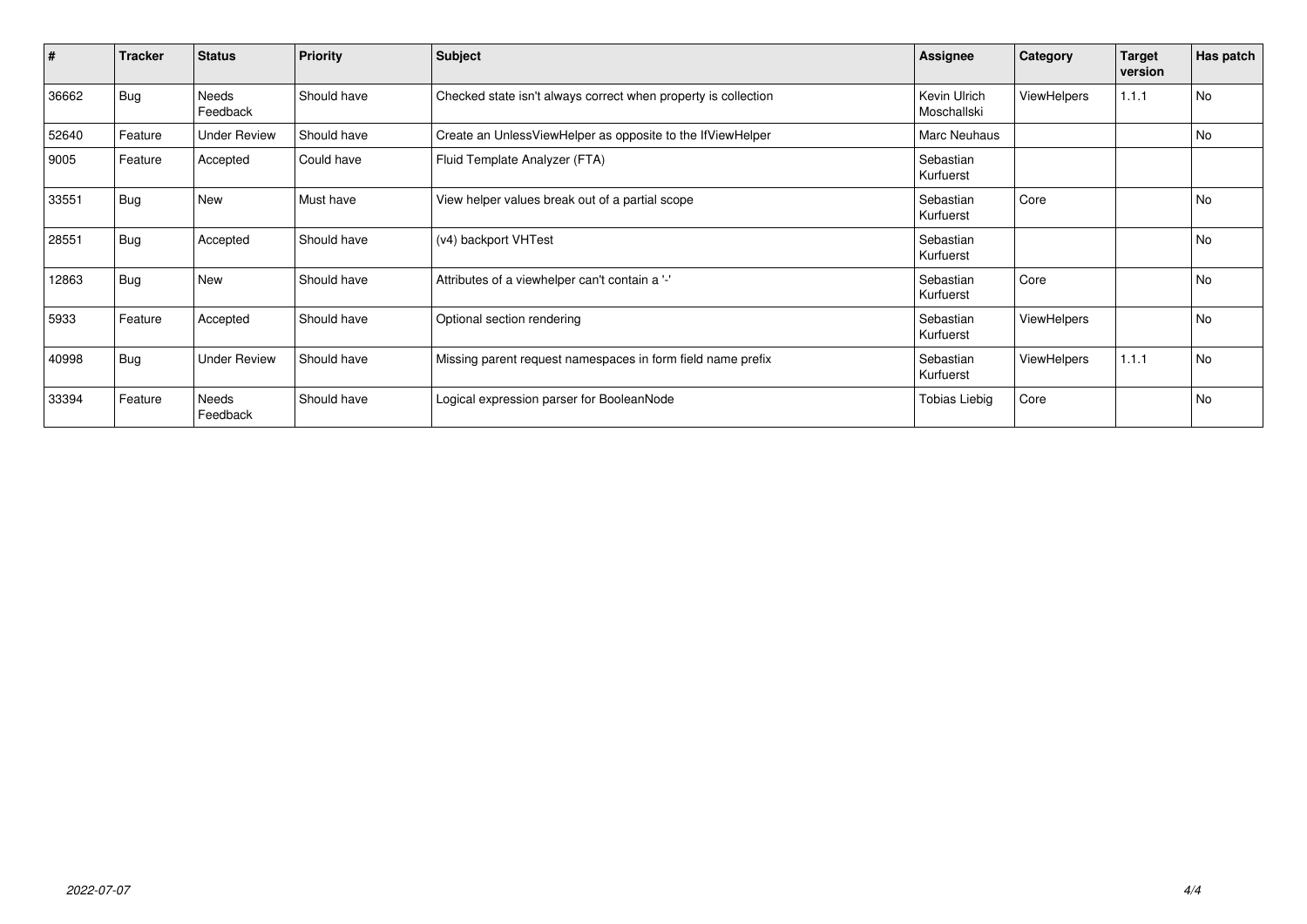| # | Tracker | Status | Priority | Subject | Assignee | Category | Target version | Has patch |
|---|---|---|---|---|---|---|---|---|
| 36662 | Bug | Needs Feedback | Should have | Checked state isn't always correct when property is collection | Kevin Ulrich Moschallski | ViewHelpers | 1.1.1 | No |
| 52640 | Feature | Under Review | Should have | Create an UnlessViewHelper as opposite to the IfViewHelper | Marc Neuhaus | | | No |
| 9005 | Feature | Accepted | Could have | Fluid Template Analyzer (FTA) | Sebastian Kurfuerst | | | |
| 33551 | Bug | New | Must have | View helper values break out of a partial scope | Sebastian Kurfuerst | Core | | No |
| 28551 | Bug | Accepted | Should have | (v4) backport VHTest | Sebastian Kurfuerst | | | No |
| 12863 | Bug | New | Should have | Attributes of a viewhelper can't contain a '-' | Sebastian Kurfuerst | Core | | No |
| 5933 | Feature | Accepted | Should have | Optional section rendering | Sebastian Kurfuerst | ViewHelpers | | No |
| 40998 | Bug | Under Review | Should have | Missing parent request namespaces in form field name prefix | Sebastian Kurfuerst | ViewHelpers | 1.1.1 | No |
| 33394 | Feature | Needs Feedback | Should have | Logical expression parser for BooleanNode | Tobias Liebig | Core | | No |

*2022-07-07*